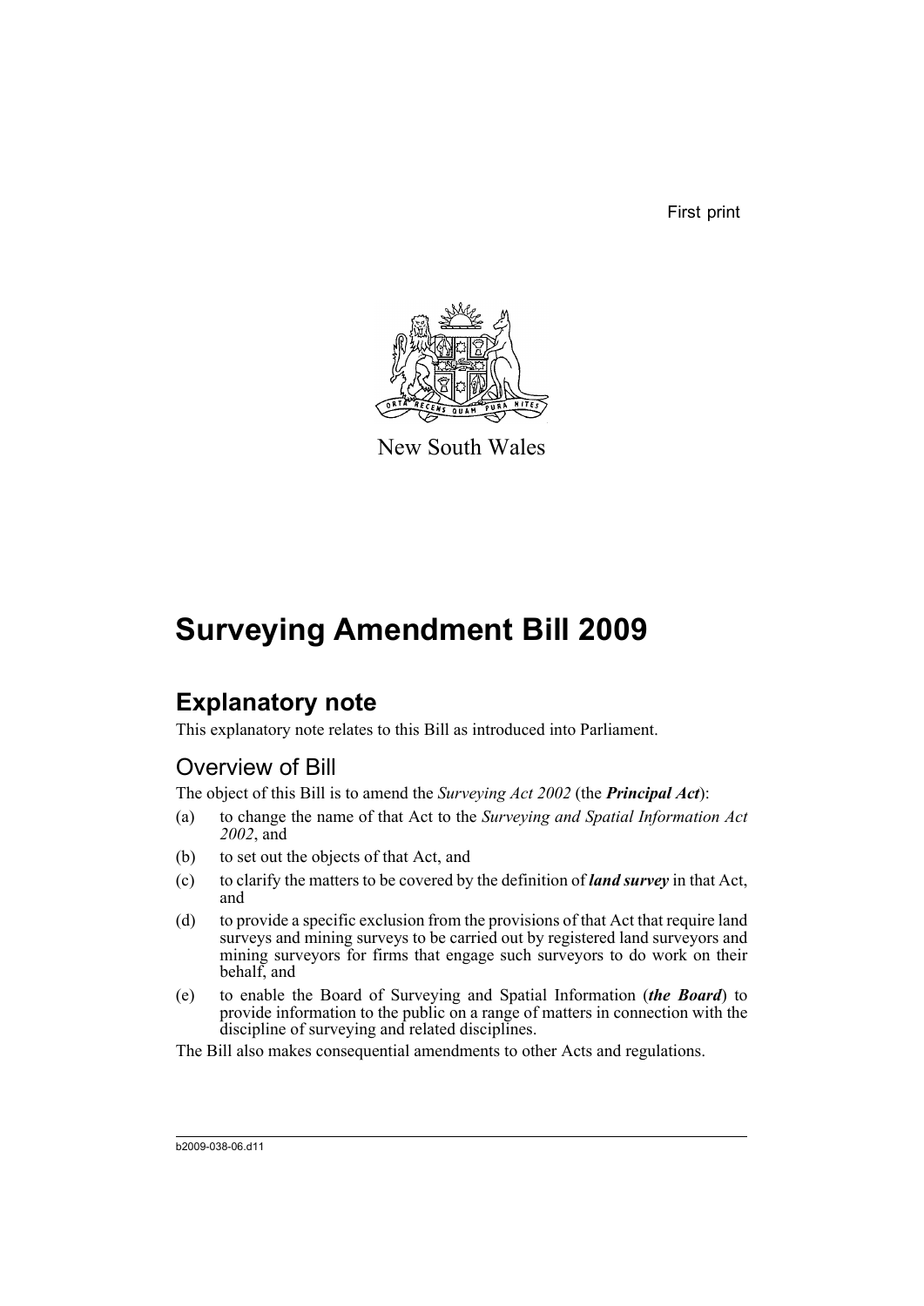First print

New South Wales

# Surveying Amendment Bill 2009

## Explanatory note

This explanatory note relates to this Bill as introduced into Parliament.

### Overview of Bill

The object of this Bill is to amend the *Surveying Act 2002* (the ***Principal Act***):

(a) to change the name of that Act to the *Surveying and Spatial Information Act 2002*, and

(b) to set out the objects of that Act, and

(c) to clarify the matters to be covered by the definition of ***land survey*** in that Act, and

(d) to provide a specific exclusion from the provisions of that Act that require land surveys and mining surveys to be carried out by registered land surveyors and mining surveyors for firms that engage such surveyors to do work on their behalf, and

(e) to enable the Board of Surveying and Spatial Information (***the Board***) to provide information to the public on a range of matters in connection with the discipline of surveying and related disciplines.

The Bill also makes consequential amendments to other Acts and regulations.

b2009-038-06.d11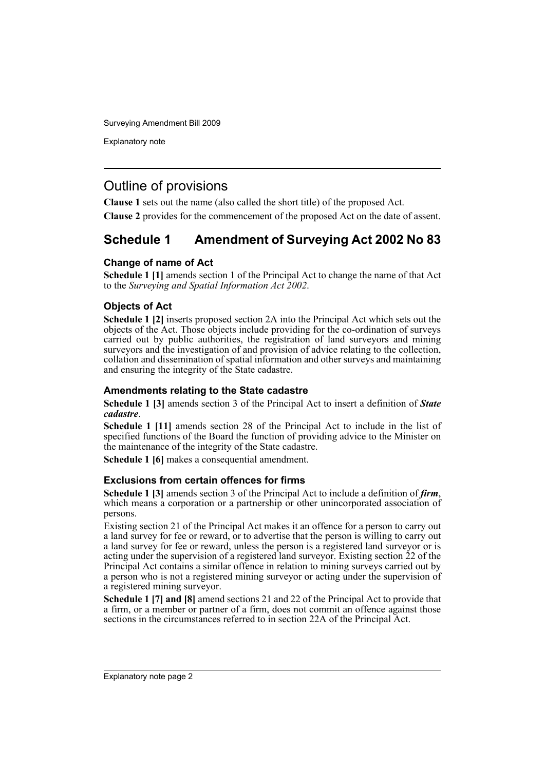## Outline of provisions

**Clause 1** sets out the name (also called the short title) of the proposed Act.

**Clause 2** provides for the commencement of the proposed Act on the date of assent.

## Schedule 1 Amendment of Surveying Act 2002 No 83

### Change of name of Act

**Schedule 1 [1]** amends section 1 of the Principal Act to change the name of that Act to the *Surveying and Spatial Information Act 2002*.

### Objects of Act

**Schedule 1 [2]** inserts proposed section 2A into the Principal Act which sets out the objects of the Act. Those objects include providing for the co-ordination of surveys carried out by public authorities, the registration of land surveyors and mining surveyors and the investigation of and provision of advice relating to the collection, collation and dissemination of spatial information and other surveys and maintaining and ensuring the integrity of the State cadastre.

### Amendments relating to the State cadastre

**Schedule 1 [3]** amends section 3 of the Principal Act to insert a definition of ***State cadastre***.

**Schedule 1 [11]** amends section 28 of the Principal Act to include in the list of specified functions of the Board the function of providing advice to the Minister on the maintenance of the integrity of the State cadastre.

**Schedule 1 [6]** makes a consequential amendment.

### Exclusions from certain offences for firms

**Schedule 1 [3]** amends section 3 of the Principal Act to include a definition of ***firm***, which means a corporation or a partnership or other unincorporated association of persons.

Existing section 21 of the Principal Act makes it an offence for a person to carry out a land survey for fee or reward, or to advertise that the person is willing to carry out a land survey for fee or reward, unless the person is a registered land surveyor or is acting under the supervision of a registered land surveyor. Existing section 22 of the Principal Act contains a similar offence in relation to mining surveys carried out by a person who is not a registered mining surveyor or acting under the supervision of a registered mining surveyor.

**Schedule 1 [7] and [8]** amend sections 21 and 22 of the Principal Act to provide that a firm, or a member or partner of a firm, does not commit an offence against those sections in the circumstances referred to in section 22A of the Principal Act.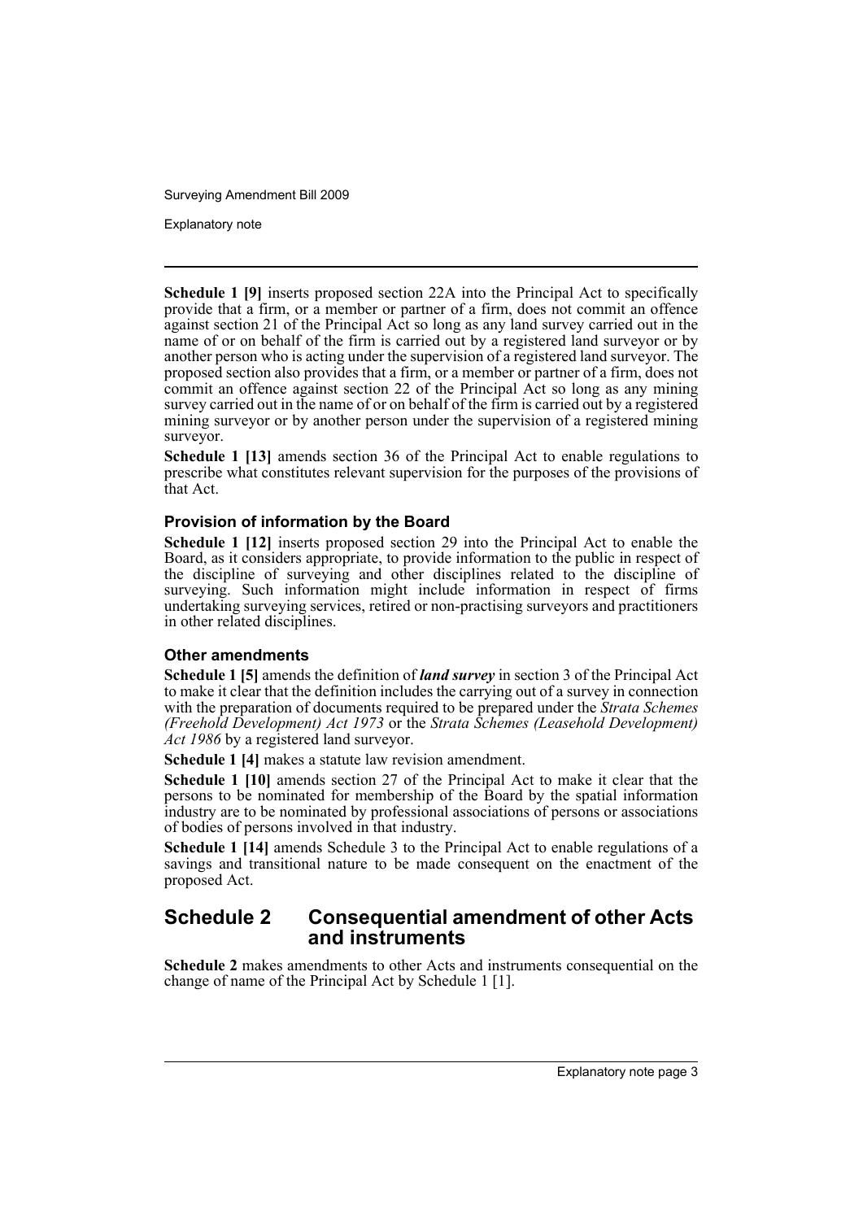**Schedule 1 [9]** inserts proposed section 22A into the Principal Act to specifically provide that a firm, or a member or partner of a firm, does not commit an offence against section 21 of the Principal Act so long as any land survey carried out in the name of or on behalf of the firm is carried out by a registered land surveyor or by another person who is acting under the supervision of a registered land surveyor. The proposed section also provides that a firm, or a member or partner of a firm, does not commit an offence against section 22 of the Principal Act so long as any mining survey carried out in the name of or on behalf of the firm is carried out by a registered mining surveyor or by another person under the supervision of a registered mining surveyor.

**Schedule 1 [13]** amends section 36 of the Principal Act to enable regulations to prescribe what constitutes relevant supervision for the purposes of the provisions of that Act.

### Provision of information by the Board

**Schedule 1 [12]** inserts proposed section 29 into the Principal Act to enable the Board, as it considers appropriate, to provide information to the public in respect of the discipline of surveying and other disciplines related to the discipline of surveying. Such information might include information in respect of firms undertaking surveying services, retired or non-practising surveyors and practitioners in other related disciplines.

### Other amendments

**Schedule 1 [5]** amends the definition of ***land survey*** in section 3 of the Principal Act to make it clear that the definition includes the carrying out of a survey in connection with the preparation of documents required to be prepared under the *Strata Schemes (Freehold Development) Act 1973* or the *Strata Schemes (Leasehold Development) Act 1986* by a registered land surveyor.

**Schedule 1 [4]** makes a statute law revision amendment.

**Schedule 1 [10]** amends section 27 of the Principal Act to make it clear that the persons to be nominated for membership of the Board by the spatial information industry are to be nominated by professional associations of persons or associations of bodies of persons involved in that industry.

**Schedule 1 [14]** amends Schedule 3 to the Principal Act to enable regulations of a savings and transitional nature to be made consequent on the enactment of the proposed Act.

## Schedule 2 Consequential amendment of other Acts and instruments

**Schedule 2** makes amendments to other Acts and instruments consequential on the change of name of the Principal Act by Schedule 1 [1].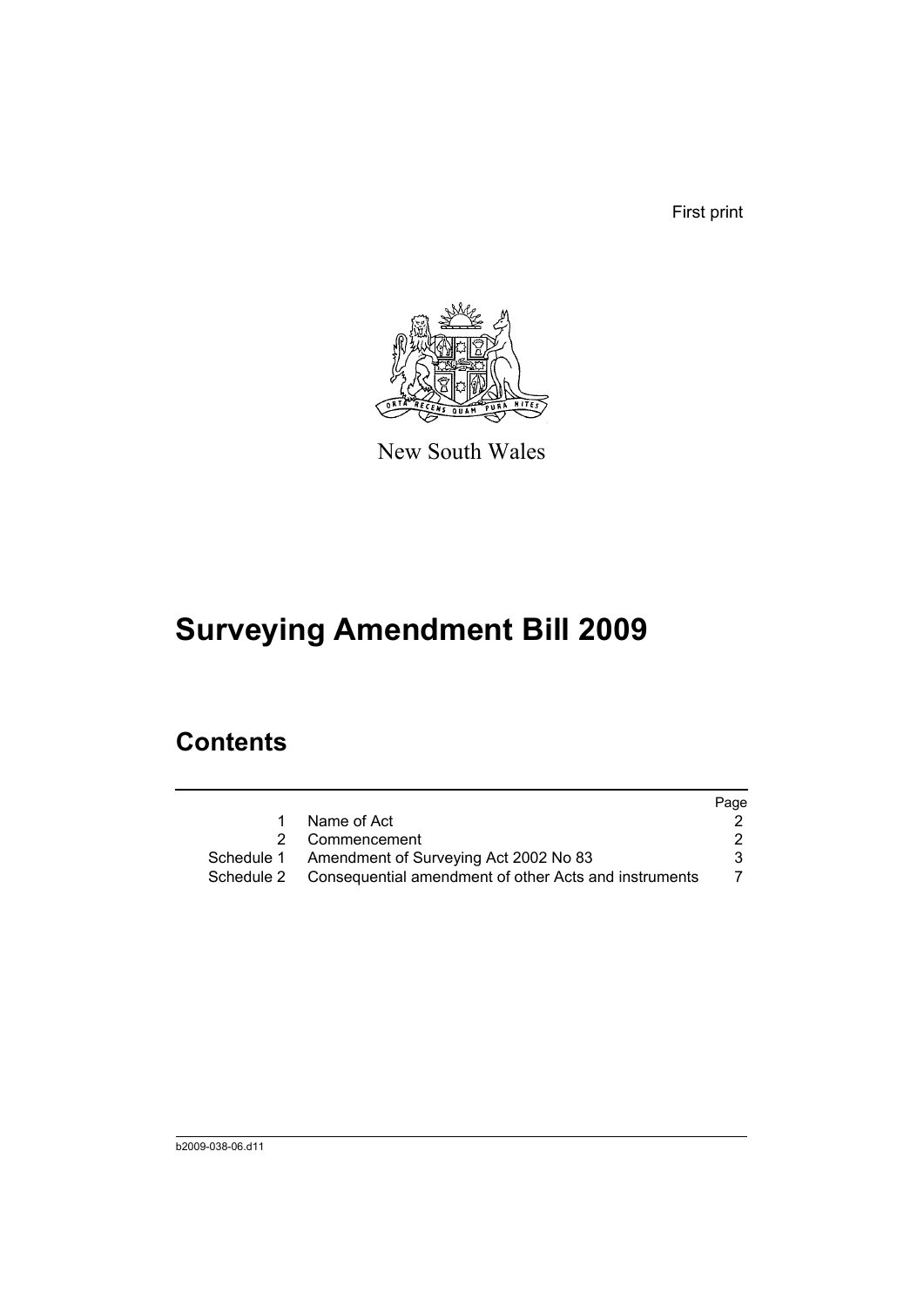First print

New South Wales

# Surveying Amendment Bill 2009

## Contents

| | | Page |
|---|---|---|
| 1 | Name of Act | 2 |
| 2 | Commencement | 2 |
| Schedule 1 | Amendment of Surveying Act 2002 No 83 | 3 |
| Schedule 2 | Consequential amendment of other Acts and instruments | 7 |

b2009-038-06.d11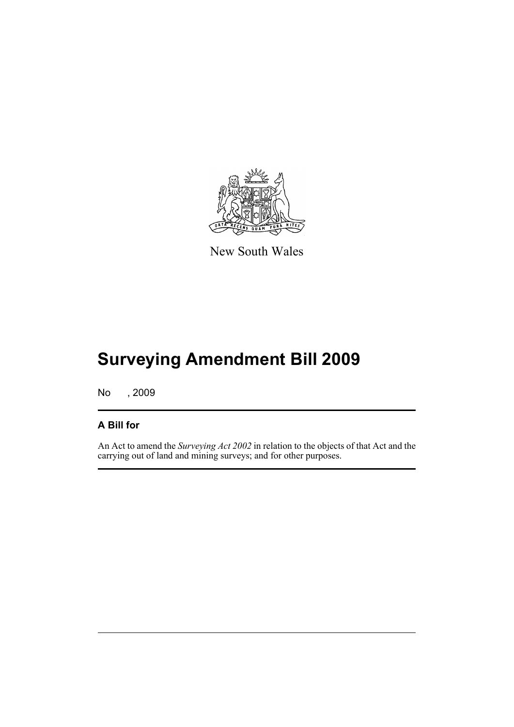New South Wales

# Surveying Amendment Bill 2009

No , 2009

## A Bill for

An Act to amend the *Surveying Act 2002* in relation to the objects of that Act and the carrying out of land and mining surveys; and for other purposes.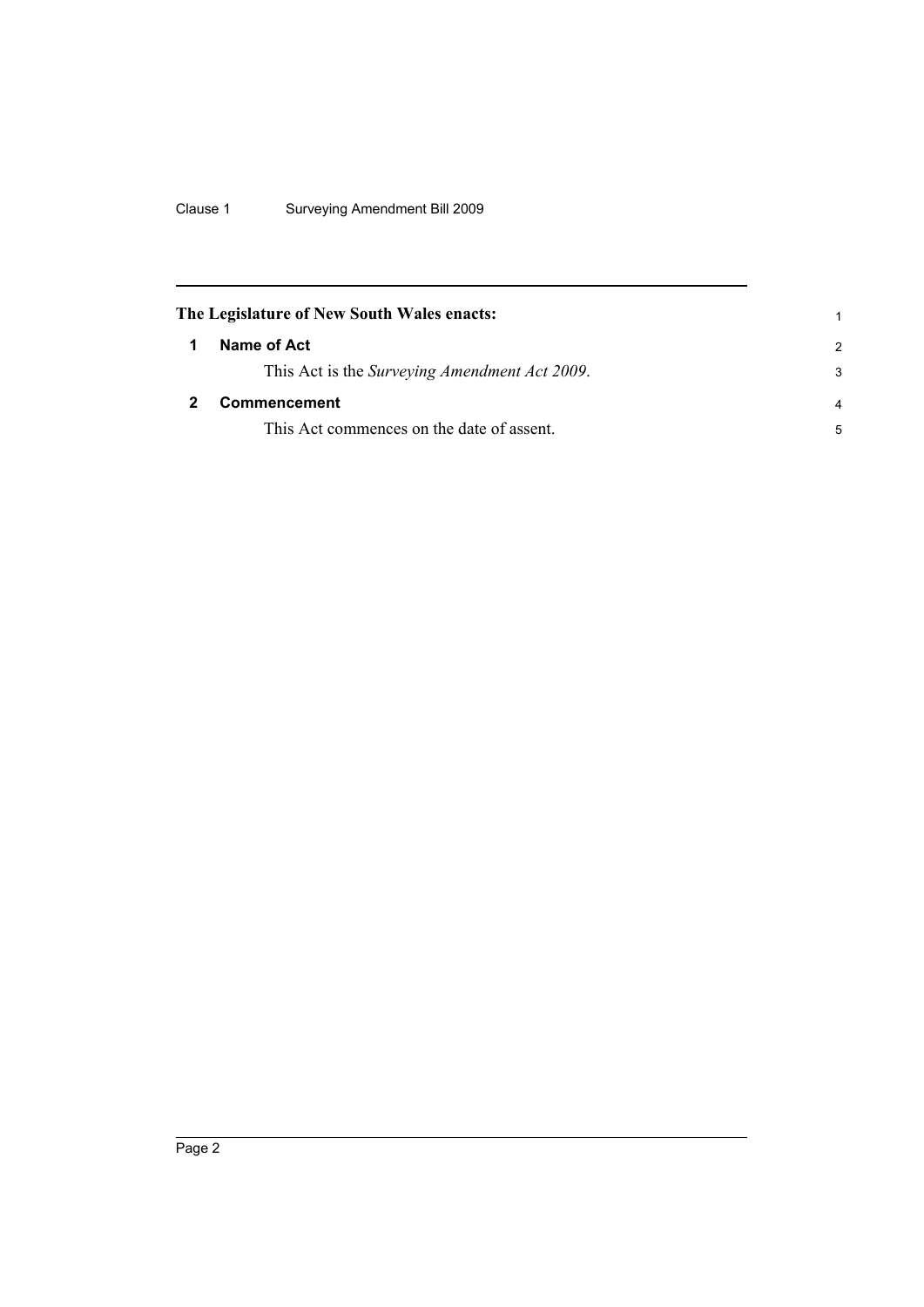**The Legislature of New South Wales enacts:**

## 1 Name of Act

This Act is the *Surveying Amendment Act 2009*.

## 2 Commencement

This Act commences on the date of assent.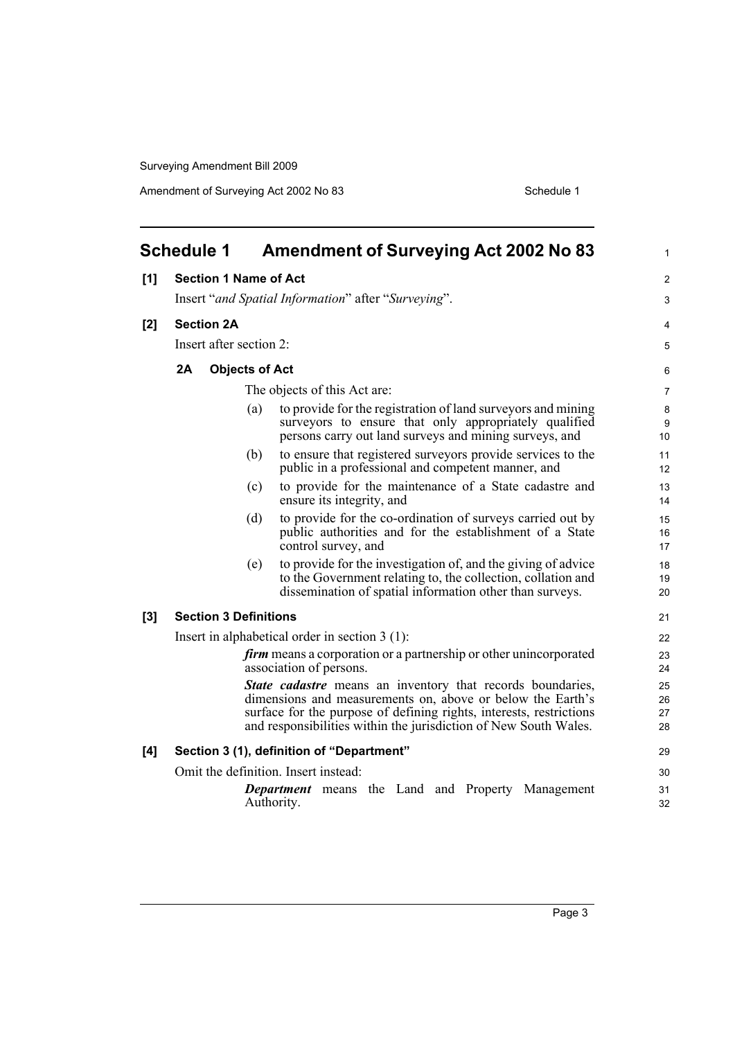# Schedule 1 Amendment of Surveying Act 2002 No 83

**[1] Section 1 Name of Act**

Insert "*and Spatial Information*" after "*Surveying*".

**[2] Section 2A**

Insert after section 2:

**2A Objects of Act**

The objects of this Act are:

(a) to provide for the registration of land surveyors and mining surveyors to ensure that only appropriately qualified persons carry out land surveys and mining surveys, and

(b) to ensure that registered surveyors provide services to the public in a professional and competent manner, and

(c) to provide for the maintenance of a State cadastre and ensure its integrity, and

(d) to provide for the co-ordination of surveys carried out by public authorities and for the establishment of a State control survey, and

(e) to provide for the investigation of, and the giving of advice to the Government relating to, the collection, collation and dissemination of spatial information other than surveys.

**[3] Section 3 Definitions**

Insert in alphabetical order in section 3 (1):

***firm*** means a corporation or a partnership or other unincorporated association of persons.

***State cadastre*** means an inventory that records boundaries, dimensions and measurements on, above or below the Earth's surface for the purpose of defining rights, interests, restrictions and responsibilities within the jurisdiction of New South Wales.

**[4] Section 3 (1), definition of "Department"**

Omit the definition. Insert instead:

***Department*** means the Land and Property Management Authority.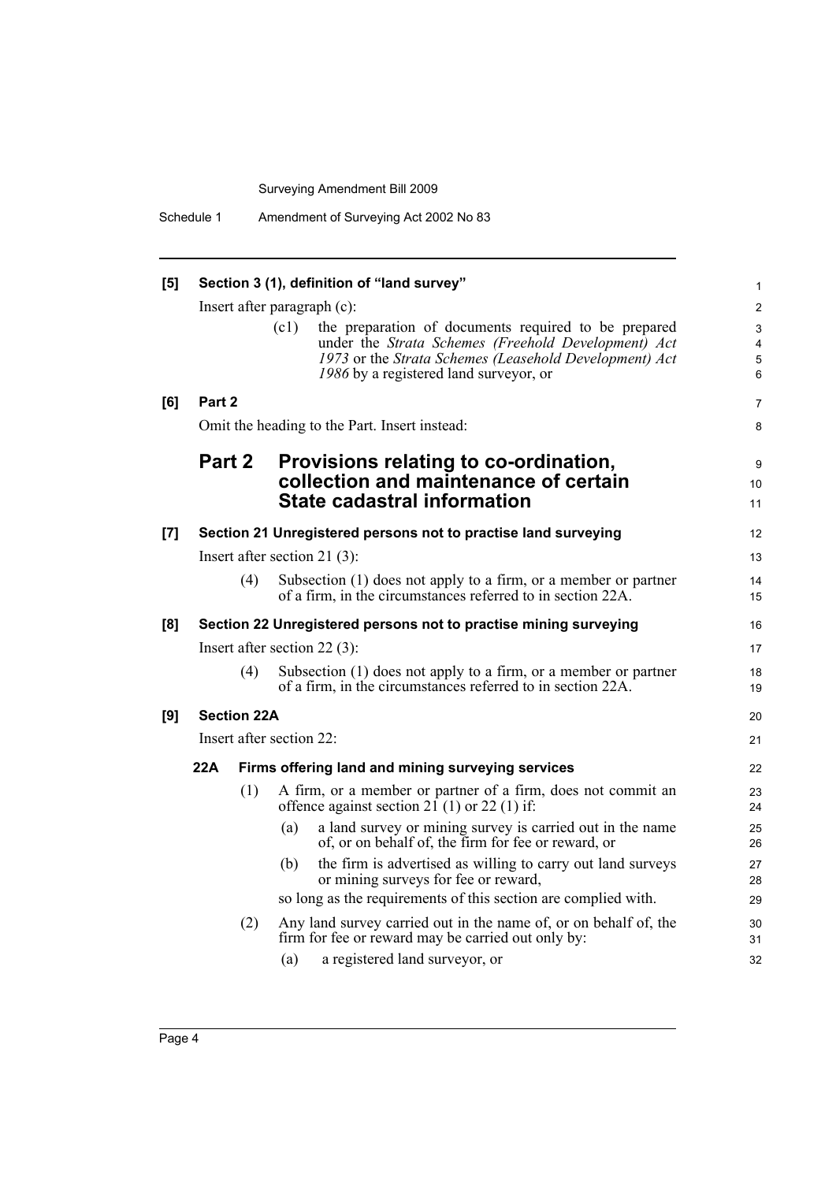**[5] Section 3 (1), definition of "land survey"**

Insert after paragraph (c):

> (c1) the preparation of documents required to be prepared under the *Strata Schemes (Freehold Development) Act 1973* or the *Strata Schemes (Leasehold Development) Act 1986* by a registered land surveyor, or

**[6] Part 2**

Omit the heading to the Part. Insert instead:

## Part 2 Provisions relating to co-ordination, collection and maintenance of certain State cadastral information

**[7] Section 21 Unregistered persons not to practise land surveying**

Insert after section 21 (3):

> (4) Subsection (1) does not apply to a firm, or a member or partner of a firm, in the circumstances referred to in section 22A.

**[8] Section 22 Unregistered persons not to practise mining surveying**

Insert after section 22 (3):

> (4) Subsection (1) does not apply to a firm, or a member or partner of a firm, in the circumstances referred to in section 22A.

**[9] Section 22A**

Insert after section 22:

### 22A Firms offering land and mining surveying services

(1) A firm, or a member or partner of a firm, does not commit an offence against section 21 (1) or 22 (1) if:

- (a) a land survey or mining survey is carried out in the name of, or on behalf of, the firm for fee or reward, or
- (b) the firm is advertised as willing to carry out land surveys or mining surveys for fee or reward,

so long as the requirements of this section are complied with.

(2) Any land survey carried out in the name of, or on behalf of, the firm for fee or reward may be carried out only by:

- (a) a registered land surveyor, or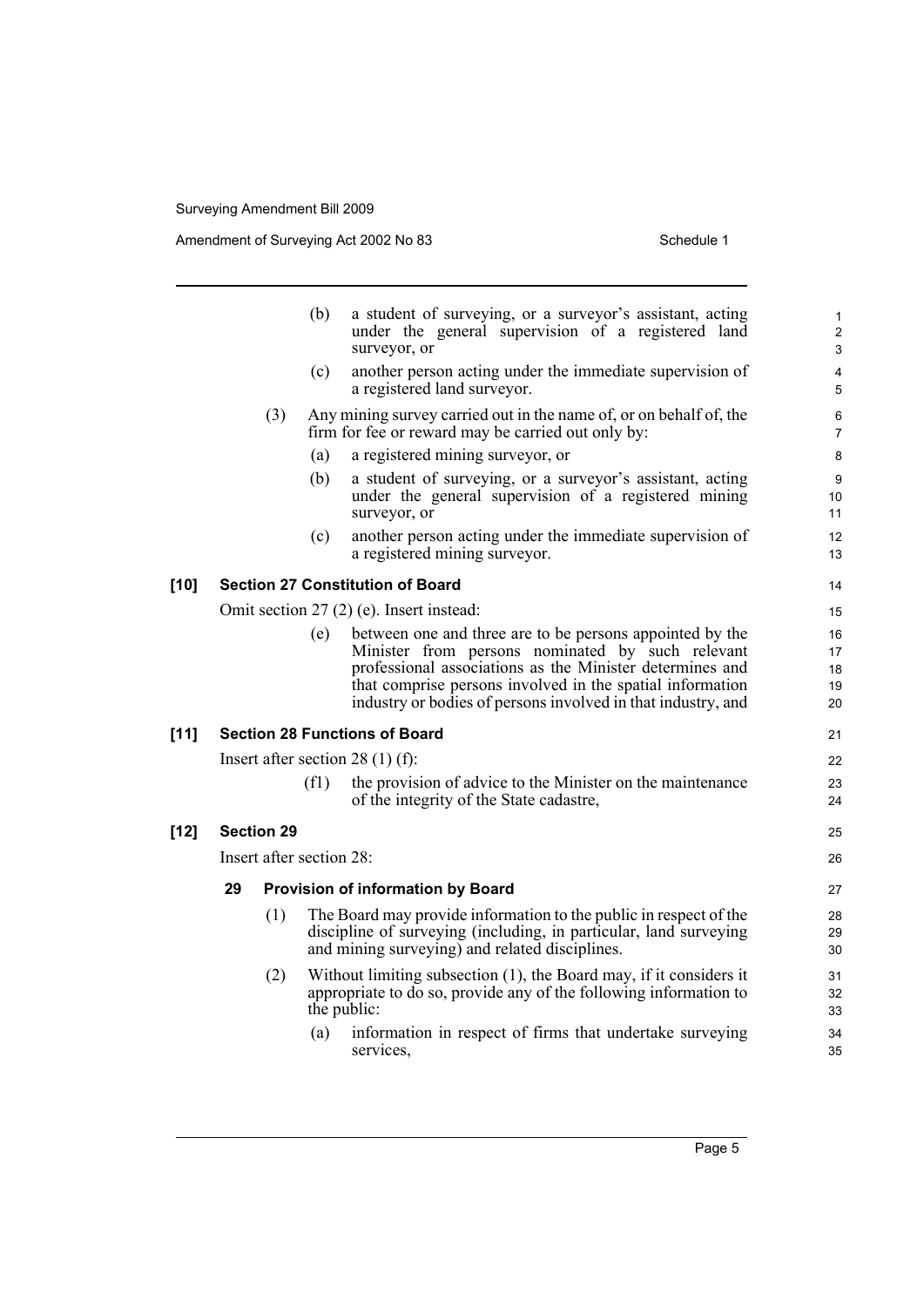(b) a student of surveying, or a surveyor's assistant, acting under the general supervision of a registered land surveyor, or

(c) another person acting under the immediate supervision of a registered land surveyor.

(3) Any mining survey carried out in the name of, or on behalf of, the firm for fee or reward may be carried out only by:

(a) a registered mining surveyor, or

(b) a student of surveying, or a surveyor's assistant, acting under the general supervision of a registered mining surveyor, or

(c) another person acting under the immediate supervision of a registered mining surveyor.

### [10] Section 27 Constitution of Board

Omit section 27 (2) (e). Insert instead:

(e) between one and three are to be persons appointed by the Minister from persons nominated by such relevant professional associations as the Minister determines and that comprise persons involved in the spatial information industry or bodies of persons involved in that industry, and

### [11] Section 28 Functions of Board

Insert after section 28 (1) (f):

(f1) the provision of advice to the Minister on the maintenance of the integrity of the State cadastre,

### [12] Section 29

Insert after section 28:

#### 29 Provision of information by Board

(1) The Board may provide information to the public in respect of the discipline of surveying (including, in particular, land surveying and mining surveying) and related disciplines.

(2) Without limiting subsection (1), the Board may, if it considers it appropriate to do so, provide any of the following information to the public:

(a) information in respect of firms that undertake surveying services,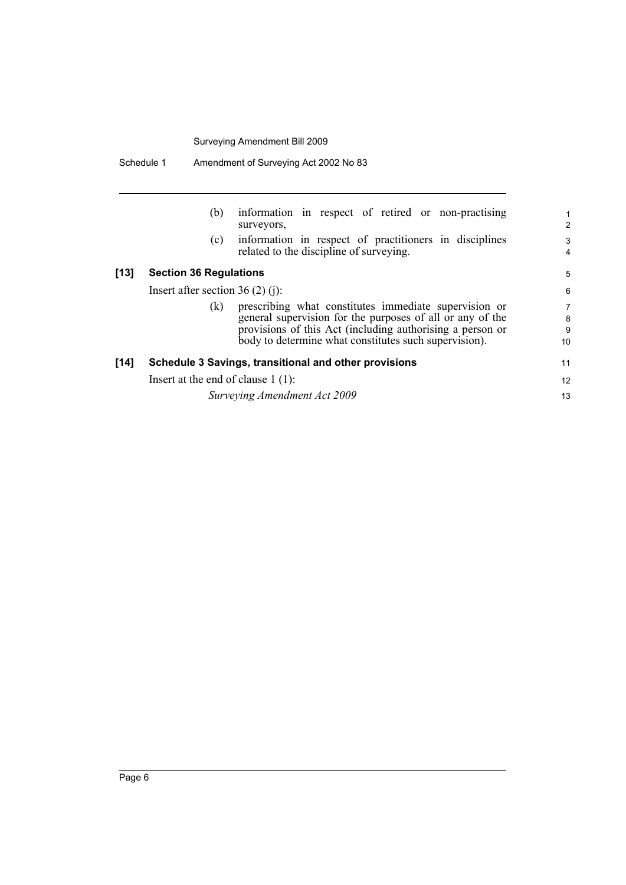(b) information in respect of retired or non-practising surveyors,

(c) information in respect of practitioners in disciplines related to the discipline of surveying.

**[13] Section 36 Regulations**

Insert after section 36 (2) (j):

(k) prescribing what constitutes immediate supervision or general supervision for the purposes of all or any of the provisions of this Act (including authorising a person or body to determine what constitutes such supervision).

**[14] Schedule 3 Savings, transitional and other provisions**

Insert at the end of clause 1 (1):

*Surveying Amendment Act 2009*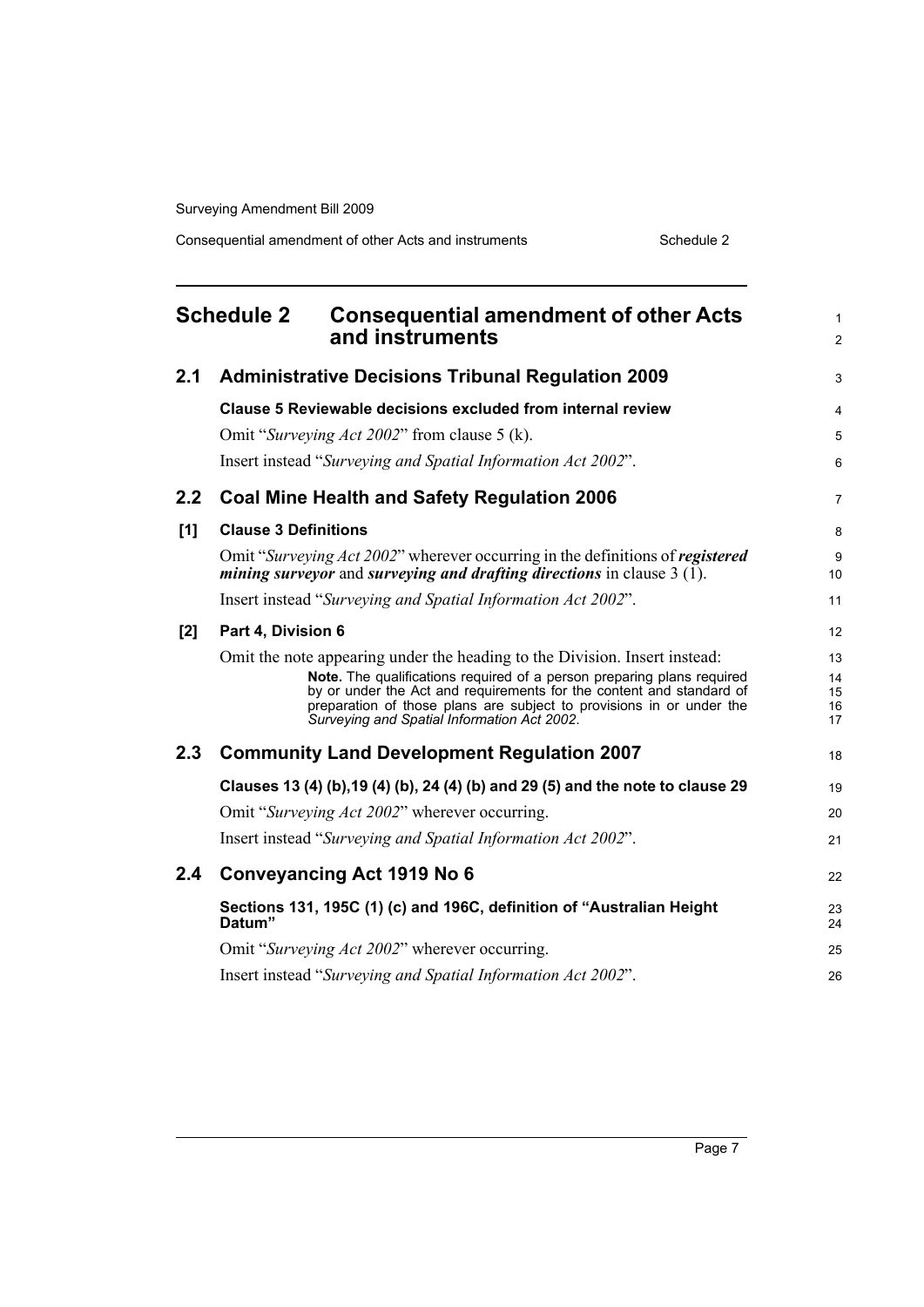## Schedule 2 Consequential amendment of other Acts and instruments

### 2.1 Administrative Decisions Tribunal Regulation 2009

**Clause 5 Reviewable decisions excluded from internal review**

Omit "*Surveying Act 2002*" from clause 5 (k).

Insert instead "*Surveying and Spatial Information Act 2002*".

### 2.2 Coal Mine Health and Safety Regulation 2006

**[1] Clause 3 Definitions**

Omit "*Surveying Act 2002*" wherever occurring in the definitions of ***registered mining surveyor*** and ***surveying and drafting directions*** in clause 3 (1).

Insert instead "*Surveying and Spatial Information Act 2002*".

**[2] Part 4, Division 6**

Omit the note appearing under the heading to the Division. Insert instead:

> **Note.** The qualifications required of a person preparing plans required by or under the Act and requirements for the content and standard of preparation of those plans are subject to provisions in or under the *Surveying and Spatial Information Act 2002*.

### 2.3 Community Land Development Regulation 2007

**Clauses 13 (4) (b),19 (4) (b), 24 (4) (b) and 29 (5) and the note to clause 29**

Omit "*Surveying Act 2002*" wherever occurring.

Insert instead "*Surveying and Spatial Information Act 2002*".

### 2.4 Conveyancing Act 1919 No 6

**Sections 131, 195C (1) (c) and 196C, definition of "Australian Height Datum"**

Omit "*Surveying Act 2002*" wherever occurring.

Insert instead "*Surveying and Spatial Information Act 2002*".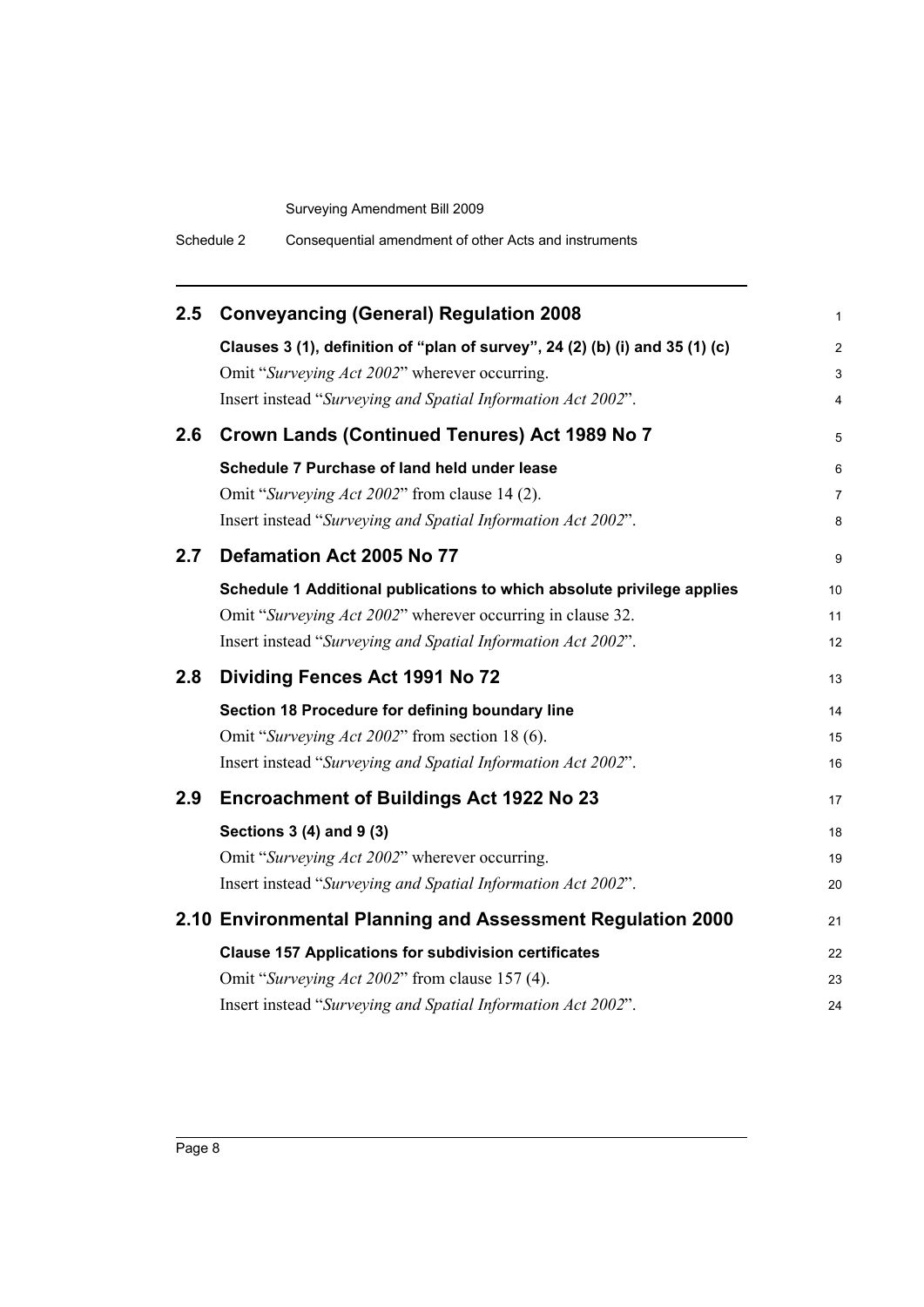## 2.5 Conveyancing (General) Regulation 2008

**Clauses 3 (1), definition of "plan of survey", 24 (2) (b) (i) and 35 (1) (c)**

Omit "*Surveying Act 2002*" wherever occurring.

Insert instead "*Surveying and Spatial Information Act 2002*".

## 2.6 Crown Lands (Continued Tenures) Act 1989 No 7

**Schedule 7 Purchase of land held under lease**

Omit "*Surveying Act 2002*" from clause 14 (2).

Insert instead "*Surveying and Spatial Information Act 2002*".

## 2.7 Defamation Act 2005 No 77

**Schedule 1 Additional publications to which absolute privilege applies**

Omit "*Surveying Act 2002*" wherever occurring in clause 32.

Insert instead "*Surveying and Spatial Information Act 2002*".

## 2.8 Dividing Fences Act 1991 No 72

**Section 18 Procedure for defining boundary line**

Omit "*Surveying Act 2002*" from section 18 (6).

Insert instead "*Surveying and Spatial Information Act 2002*".

## 2.9 Encroachment of Buildings Act 1922 No 23

**Sections 3 (4) and 9 (3)**

Omit "*Surveying Act 2002*" wherever occurring.

Insert instead "*Surveying and Spatial Information Act 2002*".

## 2.10 Environmental Planning and Assessment Regulation 2000

**Clause 157 Applications for subdivision certificates**

Omit "*Surveying Act 2002*" from clause 157 (4).

Insert instead "*Surveying and Spatial Information Act 2002*".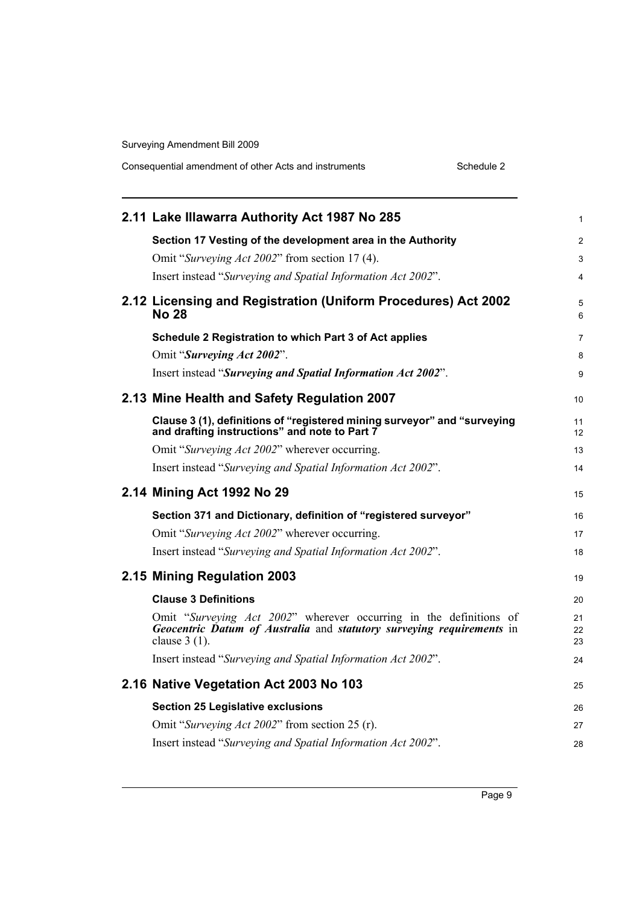## 2.11 Lake Illawarra Authority Act 1987 No 285

**Section 17 Vesting of the development area in the Authority**

Omit "*Surveying Act 2002*" from section 17 (4).

Insert instead "*Surveying and Spatial Information Act 2002*".

## 2.12 Licensing and Registration (Uniform Procedures) Act 2002 No 28

**Schedule 2 Registration to which Part 3 of Act applies**

Omit "***Surveying Act 2002***".

Insert instead "***Surveying and Spatial Information Act 2002***".

## 2.13 Mine Health and Safety Regulation 2007

**Clause 3 (1), definitions of "registered mining surveyor" and "surveying and drafting instructions" and note to Part 7**

Omit "*Surveying Act 2002*" wherever occurring.

Insert instead "*Surveying and Spatial Information Act 2002*".

## 2.14 Mining Act 1992 No 29

**Section 371 and Dictionary, definition of "registered surveyor"**

Omit "*Surveying Act 2002*" wherever occurring.

Insert instead "*Surveying and Spatial Information Act 2002*".

## 2.15 Mining Regulation 2003

**Clause 3 Definitions**

Omit "*Surveying Act 2002*" wherever occurring in the definitions of ***Geocentric Datum of Australia*** and ***statutory surveying requirements*** in clause 3 (1).

Insert instead "*Surveying and Spatial Information Act 2002*".

## 2.16 Native Vegetation Act 2003 No 103

**Section 25 Legislative exclusions**

Omit "*Surveying Act 2002*" from section 25 (r).

Insert instead "*Surveying and Spatial Information Act 2002*".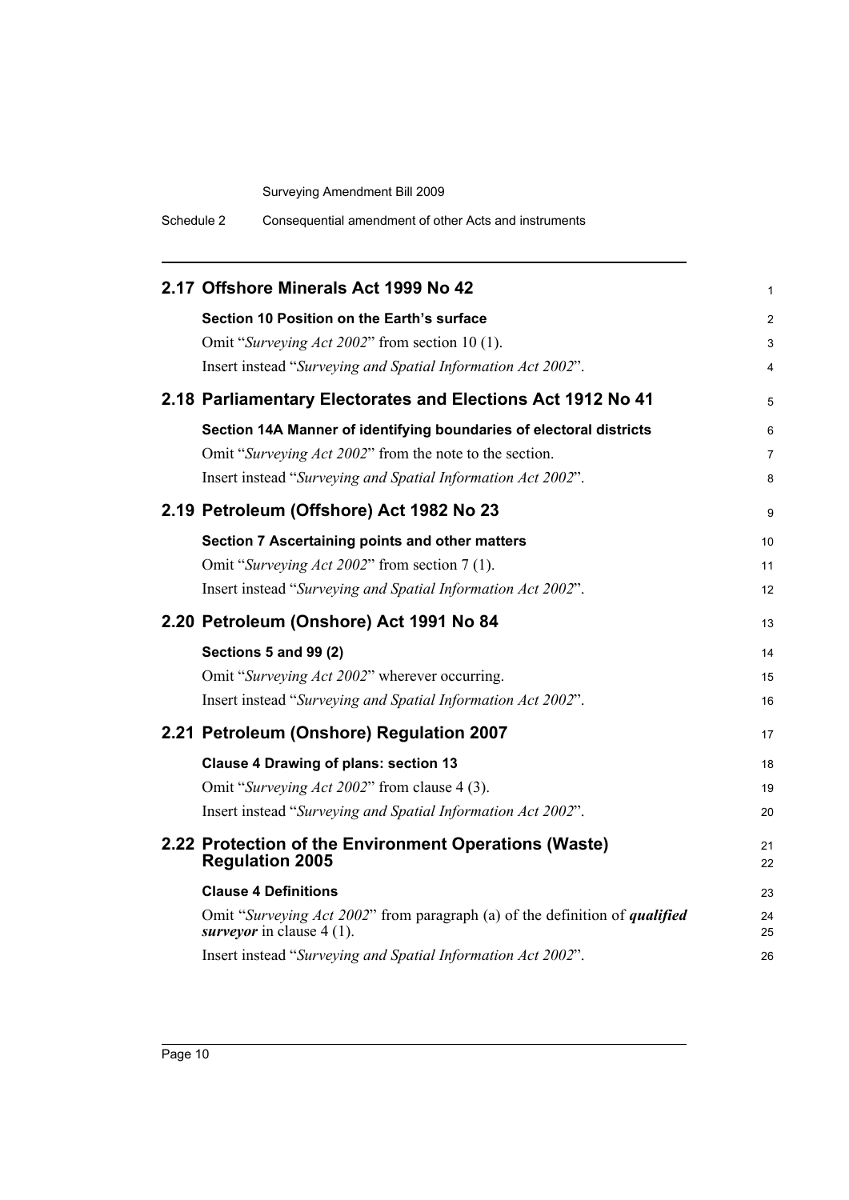## 2.17 Offshore Minerals Act 1999 No 42

**Section 10 Position on the Earth's surface**

Omit "*Surveying Act 2002*" from section 10 (1).

Insert instead "*Surveying and Spatial Information Act 2002*".

## 2.18 Parliamentary Electorates and Elections Act 1912 No 41

**Section 14A Manner of identifying boundaries of electoral districts**

Omit "*Surveying Act 2002*" from the note to the section.

Insert instead "*Surveying and Spatial Information Act 2002*".

## 2.19 Petroleum (Offshore) Act 1982 No 23

**Section 7 Ascertaining points and other matters**

Omit "*Surveying Act 2002*" from section 7 (1).

Insert instead "*Surveying and Spatial Information Act 2002*".

## 2.20 Petroleum (Onshore) Act 1991 No 84

**Sections 5 and 99 (2)**

Omit "*Surveying Act 2002*" wherever occurring.

Insert instead "*Surveying and Spatial Information Act 2002*".

## 2.21 Petroleum (Onshore) Regulation 2007

**Clause 4 Drawing of plans: section 13**

Omit "*Surveying Act 2002*" from clause 4 (3).

Insert instead "*Surveying and Spatial Information Act 2002*".

## 2.22 Protection of the Environment Operations (Waste) Regulation 2005

**Clause 4 Definitions**

Omit "*Surveying Act 2002*" from paragraph (a) of the definition of ***qualified surveyor*** in clause 4 (1).

Insert instead "*Surveying and Spatial Information Act 2002*".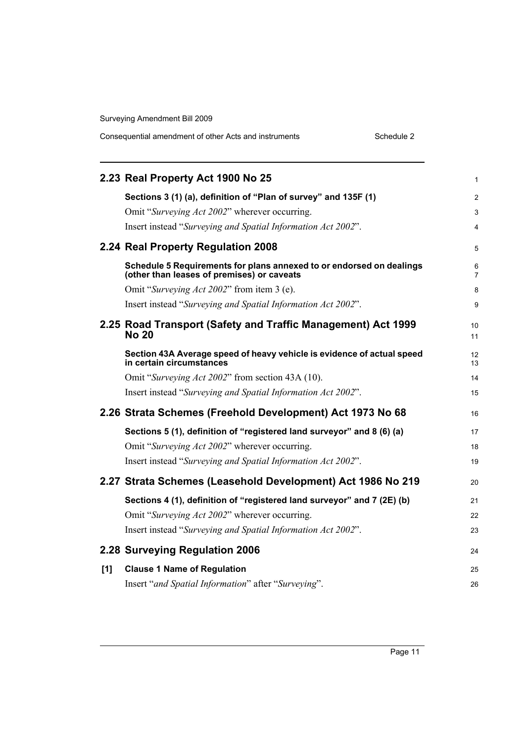## 2.23 Real Property Act 1900 No 25

**Sections 3 (1) (a), definition of "Plan of survey" and 135F (1)**

Omit "*Surveying Act 2002*" wherever occurring.

Insert instead "*Surveying and Spatial Information Act 2002*".

## 2.24 Real Property Regulation 2008

**Schedule 5 Requirements for plans annexed to or endorsed on dealings (other than leases of premises) or caveats**

Omit "*Surveying Act 2002*" from item 3 (e).

Insert instead "*Surveying and Spatial Information Act 2002*".

## 2.25 Road Transport (Safety and Traffic Management) Act 1999 No 20

**Section 43A Average speed of heavy vehicle is evidence of actual speed in certain circumstances**

Omit "*Surveying Act 2002*" from section 43A (10).

Insert instead "*Surveying and Spatial Information Act 2002*".

## 2.26 Strata Schemes (Freehold Development) Act 1973 No 68

**Sections 5 (1), definition of "registered land surveyor" and 8 (6) (a)**

Omit "*Surveying Act 2002*" wherever occurring.

Insert instead "*Surveying and Spatial Information Act 2002*".

## 2.27 Strata Schemes (Leasehold Development) Act 1986 No 219

**Sections 4 (1), definition of "registered land surveyor" and 7 (2E) (b)**

Omit "*Surveying Act 2002*" wherever occurring.

Insert instead "*Surveying and Spatial Information Act 2002*".

## 2.28 Surveying Regulation 2006

**[1] Clause 1 Name of Regulation**

Insert "*and Spatial Information*" after "*Surveying*".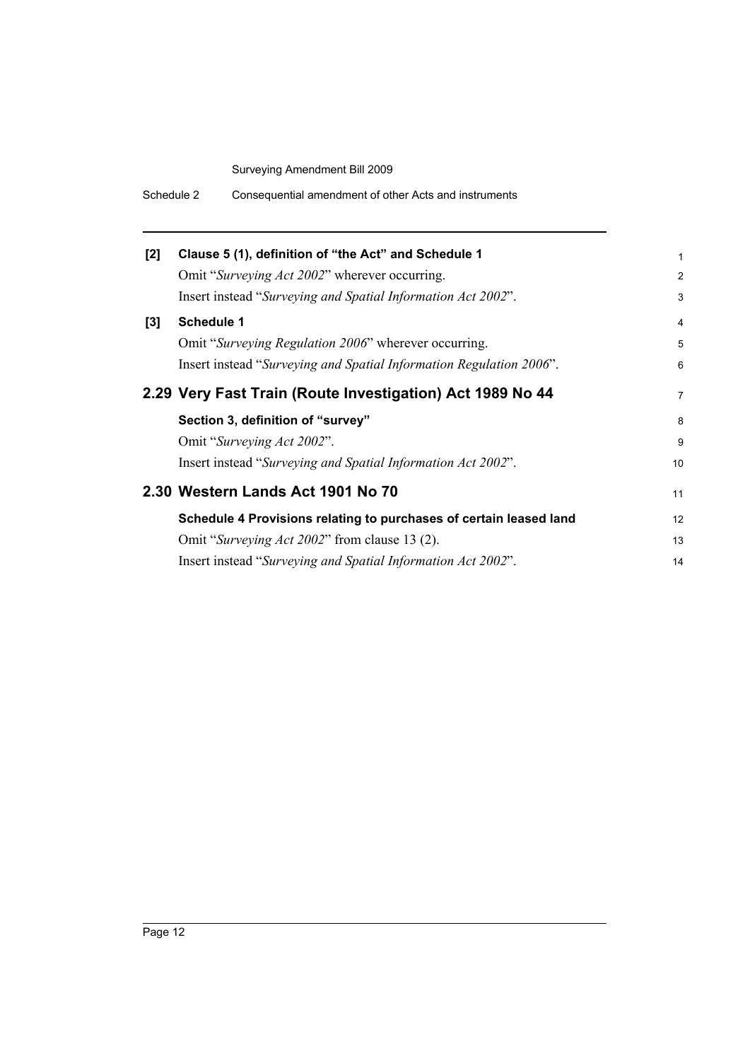**[2] Clause 5 (1), definition of "the Act" and Schedule 1**

Omit "*Surveying Act 2002*" wherever occurring.

Insert instead "*Surveying and Spatial Information Act 2002*".

**[3] Schedule 1**

Omit "*Surveying Regulation 2006*" wherever occurring.

Insert instead "*Surveying and Spatial Information Regulation 2006*".

## 2.29 Very Fast Train (Route Investigation) Act 1989 No 44

**Section 3, definition of "survey"**

Omit "*Surveying Act 2002*".

Insert instead "*Surveying and Spatial Information Act 2002*".

## 2.30 Western Lands Act 1901 No 70

**Schedule 4 Provisions relating to purchases of certain leased land**

Omit "*Surveying Act 2002*" from clause 13 (2).

Insert instead "*Surveying and Spatial Information Act 2002*".